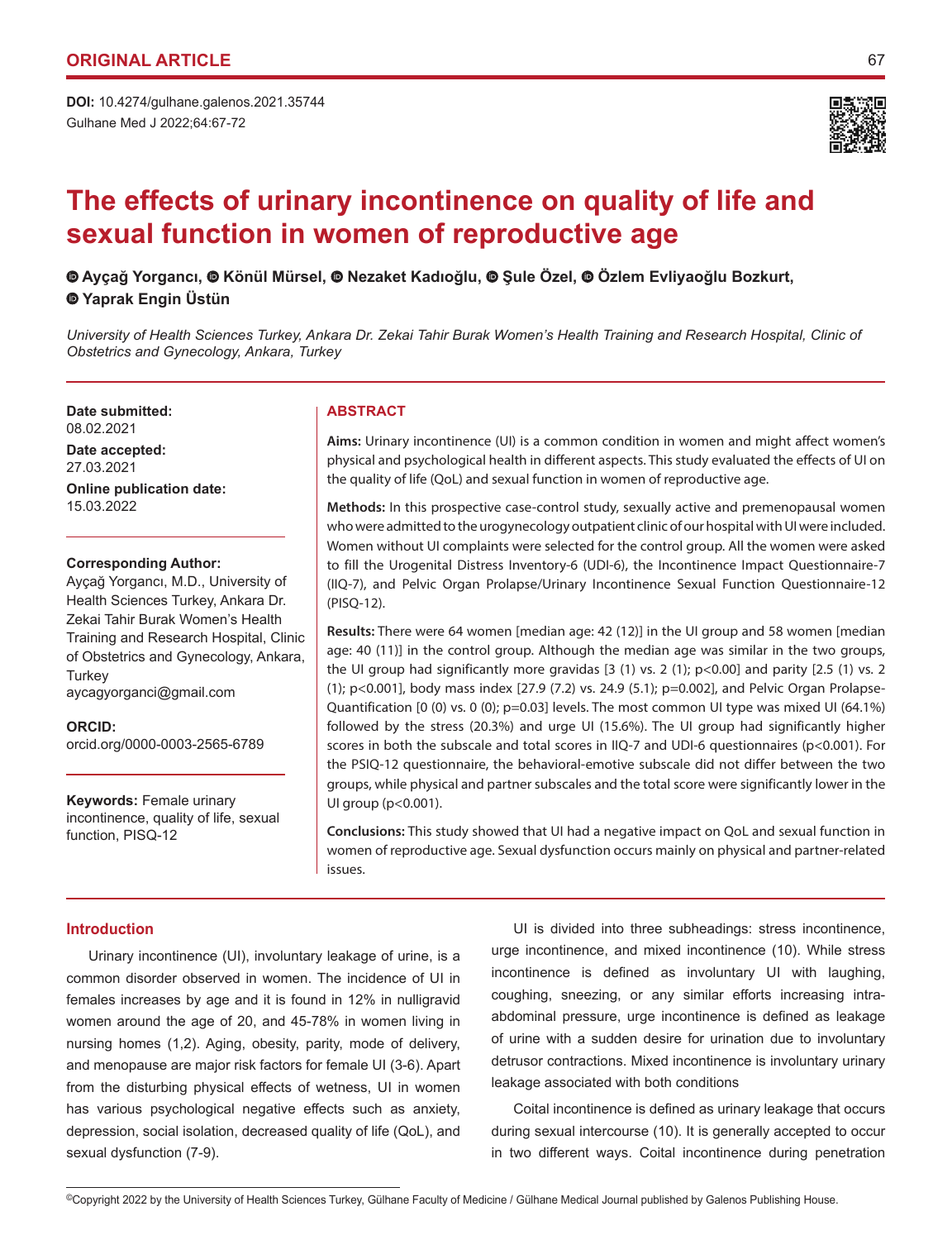ORIGINAL ARTICLE

**DOI:** 10.4274/gulhane.galenos.2021.35744
Gulhane Med J 2022;64:67-72

# The effects of urinary incontinence on quality of life and sexual function in women of reproductive age

**Ayçağ Yorgancı, Könül Mürsel, Nezaket Kadıoğlu, Şule Özel, Özlem Evliyaoğlu Bozkurt, Yaprak Engin Üstün**

*University of Health Sciences Turkey, Ankara Dr. Zekai Tahir Burak Women's Health Training and Research Hospital, Clinic of Obstetrics and Gynecology, Ankara, Turkey*

**Date submitted:**
08.02.2021

**Date accepted:**
27.03.2021

**Online publication date:**
15.03.2022

**Corresponding Author:**
Ayçağ Yorgancı, M.D., University of Health Sciences Turkey, Ankara Dr. Zekai Tahir Burak Women's Health Training and Research Hospital, Clinic of Obstetrics and Gynecology, Ankara, Turkey
aycagyorganci@gmail.com

**ORCID:**
orcid.org/0000-0003-2565-6789

**Keywords:** Female urinary incontinence, quality of life, sexual function, PISQ-12

## ABSTRACT

**Aims:** Urinary incontinence (UI) is a common condition in women and might affect women's physical and psychological health in different aspects. This study evaluated the effects of UI on the quality of life (QoL) and sexual function in women of reproductive age.

**Methods:** In this prospective case-control study, sexually active and premenopausal women who were admitted to the urogynecology outpatient clinic of our hospital with UI were included. Women without UI complaints were selected for the control group. All the women were asked to fill the Urogenital Distress Inventory-6 (UDI-6), the Incontinence Impact Questionnaire-7 (IIQ-7), and Pelvic Organ Prolapse/Urinary Incontinence Sexual Function Questionnaire-12 (PISQ-12).

**Results:** There were 64 women [median age: 42 (12)] in the UI group and 58 women [median age: 40 (11)] in the control group. Although the median age was similar in the two groups, the UI group had significantly more gravidas [3 (1) vs. 2 (1); p<0.00] and parity [2.5 (1) vs. 2 (1); p<0.001], body mass index [27.9 (7.2) vs. 24.9 (5.1); p=0.002], and Pelvic Organ Prolapse-Quantification [0 (0) vs. 0 (0); p=0.03] levels. The most common UI type was mixed UI (64.1%) followed by the stress (20.3%) and urge UI (15.6%). The UI group had significantly higher scores in both the subscale and total scores in IIQ-7 and UDI-6 questionnaires (p<0.001). For the PSIQ-12 questionnaire, the behavioral-emotive subscale did not differ between the two groups, while physical and partner subscales and the total score were significantly lower in the UI group (p<0.001).

**Conclusions:** This study showed that UI had a negative impact on QoL and sexual function in women of reproductive age. Sexual dysfunction occurs mainly on physical and partner-related issues.

## Introduction

Urinary incontinence (UI), involuntary leakage of urine, is a common disorder observed in women. The incidence of UI in females increases by age and it is found in 12% in nulligravid women around the age of 20, and 45-78% in women living in nursing homes (1,2). Aging, obesity, parity, mode of delivery, and menopause are major risk factors for female UI (3-6). Apart from the disturbing physical effects of wetness, UI in women has various psychological negative effects such as anxiety, depression, social isolation, decreased quality of life (QoL), and sexual dysfunction (7-9).

UI is divided into three subheadings: stress incontinence, urge incontinence, and mixed incontinence (10). While stress incontinence is defined as involuntary UI with laughing, coughing, sneezing, or any similar efforts increasing intra-abdominal pressure, urge incontinence is defined as leakage of urine with a sudden desire for urination due to involuntary detrusor contractions. Mixed incontinence is involuntary urinary leakage associated with both conditions

Coital incontinence is defined as urinary leakage that occurs during sexual intercourse (10). It is generally accepted to occur in two different ways. Coital incontinence during penetration

©Copyright 2022 by the University of Health Sciences Turkey, Gülhane Faculty of Medicine / Gülhane Medical Journal published by Galenos Publishing House.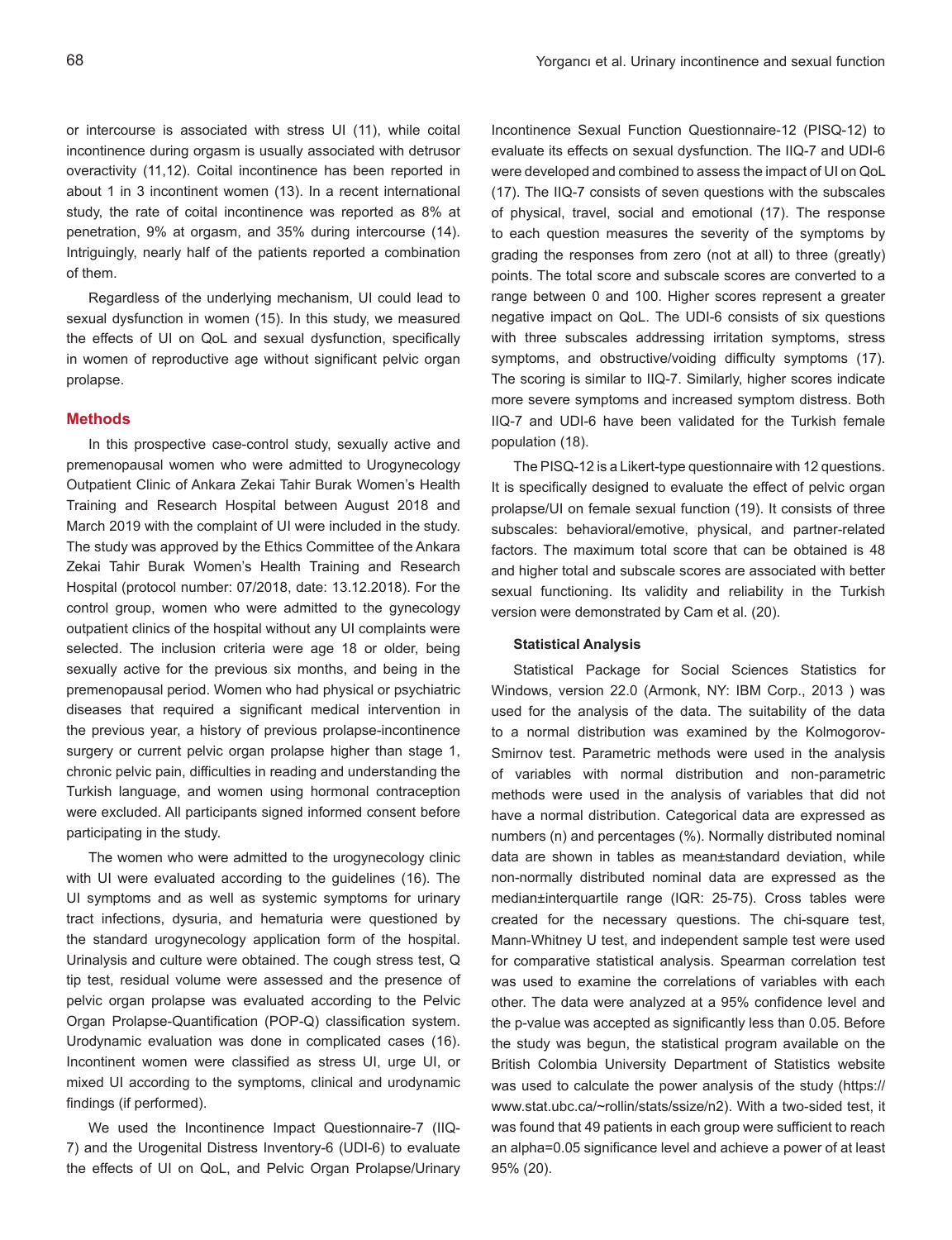or intercourse is associated with stress UI (11), while coital incontinence during orgasm is usually associated with detrusor overactivity (11,12). Coital incontinence has been reported in about 1 in 3 incontinent women (13). In a recent international study, the rate of coital incontinence was reported as 8% at penetration, 9% at orgasm, and 35% during intercourse (14). Intriguingly, nearly half of the patients reported a combination of them.

Regardless of the underlying mechanism, UI could lead to sexual dysfunction in women (15). In this study, we measured the effects of UI on QoL and sexual dysfunction, specifically in women of reproductive age without significant pelvic organ prolapse.

## Methods

In this prospective case-control study, sexually active and premenopausal women who were admitted to Urogynecology Outpatient Clinic of Ankara Zekai Tahir Burak Women's Health Training and Research Hospital between August 2018 and March 2019 with the complaint of UI were included in the study. The study was approved by the Ethics Committee of the Ankara Zekai Tahir Burak Women's Health Training and Research Hospital (protocol number: 07/2018, date: 13.12.2018). For the control group, women who were admitted to the gynecology outpatient clinics of the hospital without any UI complaints were selected. The inclusion criteria were age 18 or older, being sexually active for the previous six months, and being in the premenopausal period. Women who had physical or psychiatric diseases that required a significant medical intervention in the previous year, a history of previous prolapse-incontinence surgery or current pelvic organ prolapse higher than stage 1, chronic pelvic pain, difficulties in reading and understanding the Turkish language, and women using hormonal contraception were excluded. All participants signed informed consent before participating in the study.

The women who were admitted to the urogynecology clinic with UI were evaluated according to the guidelines (16). The UI symptoms and as well as systemic symptoms for urinary tract infections, dysuria, and hematuria were questioned by the standard urogynecology application form of the hospital. Urinalysis and culture were obtained. The cough stress test, Q tip test, residual volume were assessed and the presence of pelvic organ prolapse was evaluated according to the Pelvic Organ Prolapse-Quantification (POP-Q) classification system. Urodynamic evaluation was done in complicated cases (16). Incontinent women were classified as stress UI, urge UI, or mixed UI according to the symptoms, clinical and urodynamic findings (if performed).

We used the Incontinence Impact Questionnaire-7 (IIQ-7) and the Urogenital Distress Inventory-6 (UDI-6) to evaluate the effects of UI on QoL, and Pelvic Organ Prolapse/Urinary Incontinence Sexual Function Questionnaire-12 (PISQ-12) to evaluate its effects on sexual dysfunction. The IIQ-7 and UDI-6 were developed and combined to assess the impact of UI on QoL (17). The IIQ-7 consists of seven questions with the subscales of physical, travel, social and emotional (17). The response to each question measures the severity of the symptoms by grading the responses from zero (not at all) to three (greatly) points. The total score and subscale scores are converted to a range between 0 and 100. Higher scores represent a greater negative impact on QoL. The UDI-6 consists of six questions with three subscales addressing irritation symptoms, stress symptoms, and obstructive/voiding difficulty symptoms (17). The scoring is similar to IIQ-7. Similarly, higher scores indicate more severe symptoms and increased symptom distress. Both IIQ-7 and UDI-6 have been validated for the Turkish female population (18).

The PISQ-12 is a Likert-type questionnaire with 12 questions. It is specifically designed to evaluate the effect of pelvic organ prolapse/UI on female sexual function (19). It consists of three subscales: behavioral/emotive, physical, and partner-related factors. The maximum total score that can be obtained is 48 and higher total and subscale scores are associated with better sexual functioning. Its validity and reliability in the Turkish version were demonstrated by Cam et al. (20).

### Statistical Analysis

Statistical Package for Social Sciences Statistics for Windows, version 22.0 (Armonk, NY: IBM Corp., 2013 ) was used for the analysis of the data. The suitability of the data to a normal distribution was examined by the Kolmogorov-Smirnov test. Parametric methods were used in the analysis of variables with normal distribution and non-parametric methods were used in the analysis of variables that did not have a normal distribution. Categorical data are expressed as numbers (n) and percentages (%). Normally distributed nominal data are shown in tables as mean±standard deviation, while non-normally distributed nominal data are expressed as the median±interquartile range (IQR: 25-75). Cross tables were created for the necessary questions. The chi-square test, Mann-Whitney U test, and independent sample test were used for comparative statistical analysis. Spearman correlation test was used to examine the correlations of variables with each other. The data were analyzed at a 95% confidence level and the p-value was accepted as significantly less than 0.05. Before the study was begun, the statistical program available on the British Colombia University Department of Statistics website was used to calculate the power analysis of the study (https://www.stat.ubc.ca/~rollin/stats/ssize/n2). With a two-sided test, it was found that 49 patients in each group were sufficient to reach an alpha=0.05 significance level and achieve a power of at least 95% (20).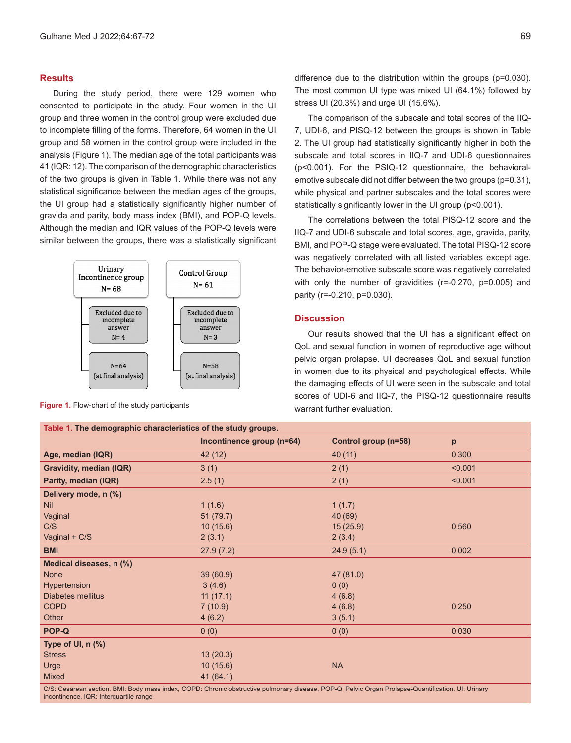## Results

During the study period, there were 129 women who consented to participate in the study. Four women in the UI group and three women in the control group were excluded due to incomplete filling of the forms. Therefore, 64 women in the UI group and 58 women in the control group were included in the analysis (Figure 1). The median age of the total participants was 41 (IQR: 12). The comparison of the demographic characteristics of the two groups is given in Table 1. While there was not any statistical significance between the median ages of the groups, the UI group had a statistically significantly higher number of gravida and parity, body mass index (BMI), and POP-Q levels. Although the median and IQR values of the POP-Q levels were similar between the groups, there was a statistically significant difference due to the distribution within the groups (p=0.030). The most common UI type was mixed UI (64.1%) followed by stress UI (20.3%) and urge UI (15.6%).

Urinary Incontinence group N= 68 → Excluded due to incomplete answer N= 4 → N=64 (at final analysis)

Control Group N= 61 → Excluded due to incomplete answer N= 3 → N=58 (at final analysis)

**Figure 1.** Flow-chart of the study participants

The comparison of the subscale and total scores of the IIQ-7, UDI-6, and PISQ-12 between the groups is shown in Table 2. The UI group had statistically significantly higher in both the subscale and total scores in IIQ-7 and UDI-6 questionnaires (p<0.001). For the PSIQ-12 questionnaire, the behavioral-emotive subscale did not differ between the two groups (p=0.31), while physical and partner subscales and the total scores were statistically significantly lower in the UI group (p<0.001).

The correlations between the total PISQ-12 score and the IIQ-7 and UDI-6 subscale and total scores, age, gravida, parity, BMI, and POP-Q stage were evaluated. The total PISQ-12 score was negatively correlated with all listed variables except age. The behavior-emotive subscale score was negatively correlated with only the number of gravidities (r=-0.270, p=0.005) and parity (r=-0.210, p=0.030).

## Discussion

Our results showed that the UI has a significant effect on QoL and sexual function in women of reproductive age without pelvic organ prolapse. UI decreases QoL and sexual function in women due to its physical and psychological effects. While the damaging effects of UI were seen in the subscale and total scores of UDI-6 and IIQ-7, the PISQ-12 questionnaire results warrant further evaluation.

**Table 1. The demographic characteristics of the study groups.**

| | Incontinence group (n=64) | Control group (n=58) | p |
|---|---|---|---|
| **Age, median (IQR)** | 42 (12) | 40 (11) | 0.300 |
| **Gravidity, median (IQR)** | 3 (1) | 2 (1) | <0.001 |
| **Parity, median (IQR)** | 2.5 (1) | 2 (1) | <0.001 |
| **Delivery mode, n (%)** | | | |
| Nil | 1 (1.6) | 1 (1.7) | |
| Vaginal | 51 (79.7) | 40 (69) | |
| C/S | 10 (15.6) | 15 (25.9) | 0.560 |
| Vaginal + C/S | 2 (3.1) | 2 (3.4) | |
| **BMI** | 27.9 (7.2) | 24.9 (5.1) | 0.002 |
| **Medical diseases, n (%)** | | | |
| None | 39 (60.9) | 47 (81.0) | |
| Hypertension | 3 (4.6) | 0 (0) | |
| Diabetes mellitus | 11 (17.1) | 4 (6.8) | |
| COPD | 7 (10.9) | 4 (6.8) | 0.250 |
| Other | 4 (6.2) | 3 (5.1) | |
| **POP-Q** | 0 (0) | 0 (0) | 0.030 |
| **Type of UI, n (%)** | | | |
| Stress | 13 (20.3) | | |
| Urge | 10 (15.6) | NA | |
| Mixed | 41 (64.1) | | |

C/S: Cesarean section, BMI: Body mass index, COPD: Chronic obstructive pulmonary disease, POP-Q: Pelvic Organ Prolapse-Quantification, UI: Urinary incontinence, IQR: Interquartile range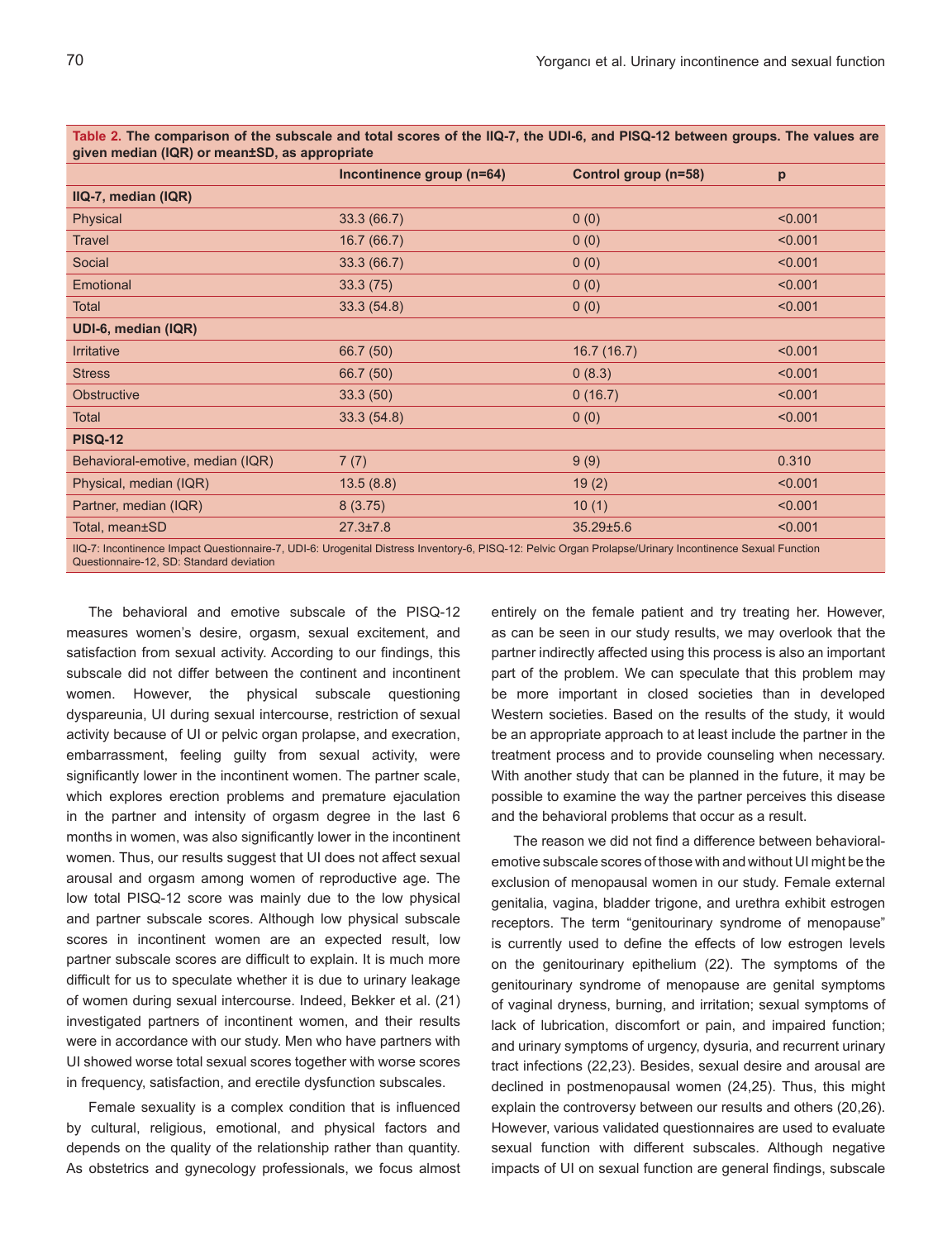**Table 2. The comparison of the subscale and total scores of the IIQ-7, the UDI-6, and PISQ-12 between groups. The values are given median (IQR) or mean±SD, as appropriate**

| | Incontinence group (n=64) | Control group (n=58) | p |
|---|---|---|---|
| **IIQ-7, median (IQR)** | | | |
| Physical | 33.3 (66.7) | 0 (0) | <0.001 |
| Travel | 16.7 (66.7) | 0 (0) | <0.001 |
| Social | 33.3 (66.7) | 0 (0) | <0.001 |
| Emotional | 33.3 (75) | 0 (0) | <0.001 |
| Total | 33.3 (54.8) | 0 (0) | <0.001 |
| **UDI-6, median (IQR)** | | | |
| Irritative | 66.7 (50) | 16.7 (16.7) | <0.001 |
| Stress | 66.7 (50) | 0 (8.3) | <0.001 |
| Obstructive | 33.3 (50) | 0 (16.7) | <0.001 |
| Total | 33.3 (54.8) | 0 (0) | <0.001 |
| **PISQ-12** | | | |
| Behavioral-emotive, median (IQR) | 7 (7) | 9 (9) | 0.310 |
| Physical, median (IQR) | 13.5 (8.8) | 19 (2) | <0.001 |
| Partner, median (IQR) | 8 (3.75) | 10 (1) | <0.001 |
| Total, mean±SD | 27.3±7.8 | 35.29±5.6 | <0.001 |

IIQ-7: Incontinence Impact Questionnaire-7, UDI-6: Urogenital Distress Inventory-6, PISQ-12: Pelvic Organ Prolapse/Urinary Incontinence Sexual Function Questionnaire-12, SD: Standard deviation

The behavioral and emotive subscale of the PISQ-12 measures women's desire, orgasm, sexual excitement, and satisfaction from sexual activity. According to our findings, this subscale did not differ between the continent and incontinent women. However, the physical subscale questioning dyspareunia, UI during sexual intercourse, restriction of sexual activity because of UI or pelvic organ prolapse, and execration, embarrassment, feeling guilty from sexual activity, were significantly lower in the incontinent women. The partner scale, which explores erection problems and premature ejaculation in the partner and intensity of orgasm degree in the last 6 months in women, was also significantly lower in the incontinent women. Thus, our results suggest that UI does not affect sexual arousal and orgasm among women of reproductive age. The low total PISQ-12 score was mainly due to the low physical and partner subscale scores. Although low physical subscale scores in incontinent women are an expected result, low partner subscale scores are difficult to explain. It is much more difficult for us to speculate whether it is due to urinary leakage of women during sexual intercourse. Indeed, Bekker et al. (21) investigated partners of incontinent women, and their results were in accordance with our study. Men who have partners with UI showed worse total sexual scores together with worse scores in frequency, satisfaction, and erectile dysfunction subscales.

Female sexuality is a complex condition that is influenced by cultural, religious, emotional, and physical factors and depends on the quality of the relationship rather than quantity. As obstetrics and gynecology professionals, we focus almost entirely on the female patient and try treating her. However, as can be seen in our study results, we may overlook that the partner indirectly affected using this process is also an important part of the problem. We can speculate that this problem may be more important in closed societies than in developed Western societies. Based on the results of the study, it would be an appropriate approach to at least include the partner in the treatment process and to provide counseling when necessary. With another study that can be planned in the future, it may be possible to examine the way the partner perceives this disease and the behavioral problems that occur as a result.

The reason we did not find a difference between behavioral-emotive subscale scores of those with and without UI might be the exclusion of menopausal women in our study. Female external genitalia, vagina, bladder trigone, and urethra exhibit estrogen receptors. The term "genitourinary syndrome of menopause" is currently used to define the effects of low estrogen levels on the genitourinary epithelium (22). The symptoms of the genitourinary syndrome of menopause are genital symptoms of vaginal dryness, burning, and irritation; sexual symptoms of lack of lubrication, discomfort or pain, and impaired function; and urinary symptoms of urgency, dysuria, and recurrent urinary tract infections (22,23). Besides, sexual desire and arousal are declined in postmenopausal women (24,25). Thus, this might explain the controversy between our results and others (20,26). However, various validated questionnaires are used to evaluate sexual function with different subscales. Although negative impacts of UI on sexual function are general findings, subscale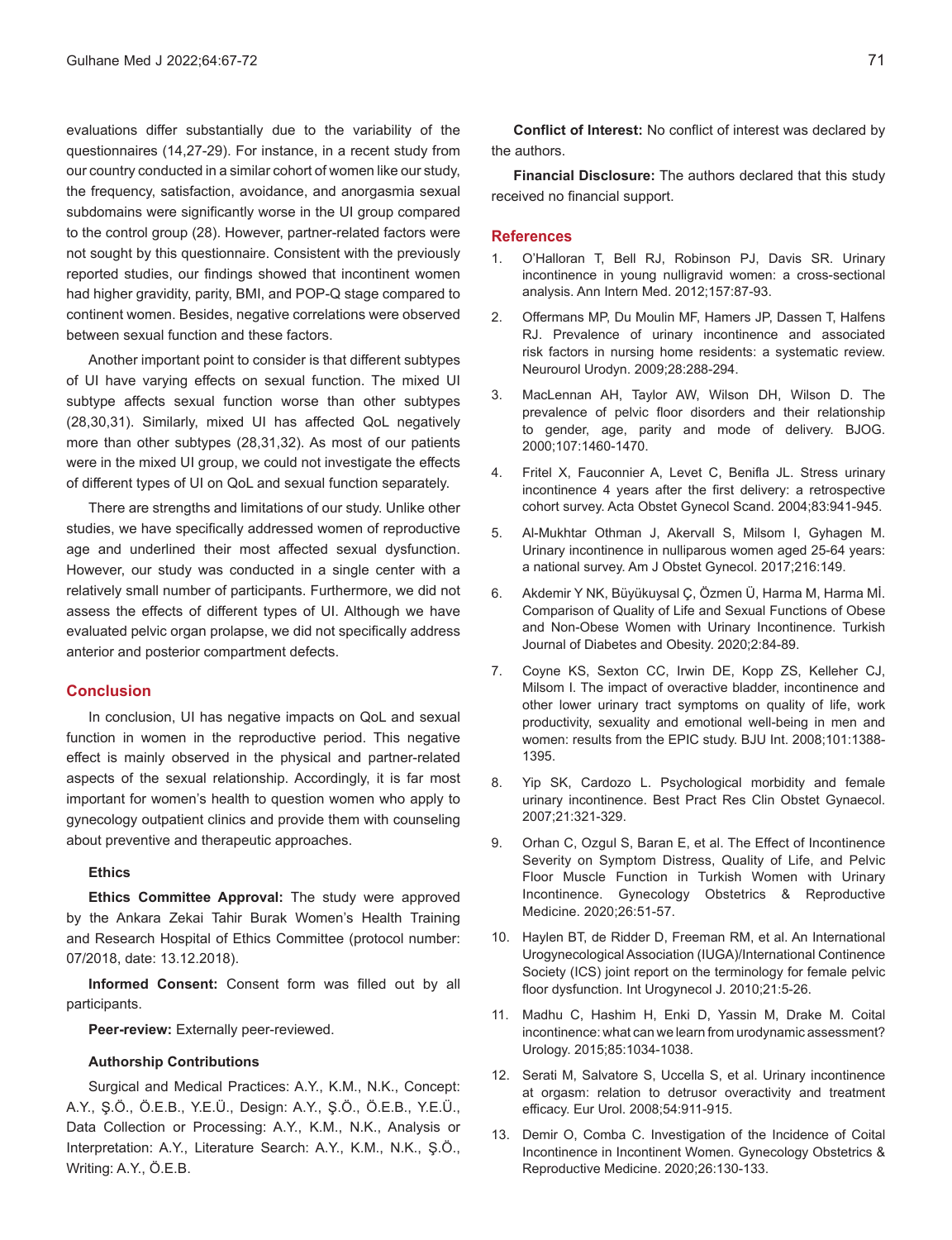evaluations differ substantially due to the variability of the questionnaires (14,27-29). For instance, in a recent study from our country conducted in a similar cohort of women like our study, the frequency, satisfaction, avoidance, and anorgasmia sexual subdomains were significantly worse in the UI group compared to the control group (28). However, partner-related factors were not sought by this questionnaire. Consistent with the previously reported studies, our findings showed that incontinent women had higher gravidity, parity, BMI, and POP-Q stage compared to continent women. Besides, negative correlations were observed between sexual function and these factors.

Another important point to consider is that different subtypes of UI have varying effects on sexual function. The mixed UI subtype affects sexual function worse than other subtypes (28,30,31). Similarly, mixed UI has affected QoL negatively more than other subtypes (28,31,32). As most of our patients were in the mixed UI group, we could not investigate the effects of different types of UI on QoL and sexual function separately.

There are strengths and limitations of our study. Unlike other studies, we have specifically addressed women of reproductive age and underlined their most affected sexual dysfunction. However, our study was conducted in a single center with a relatively small number of participants. Furthermore, we did not assess the effects of different types of UI. Although we have evaluated pelvic organ prolapse, we did not specifically address anterior and posterior compartment defects.

## Conclusion

In conclusion, UI has negative impacts on QoL and sexual function in women in the reproductive period. This negative effect is mainly observed in the physical and partner-related aspects of the sexual relationship. Accordingly, it is far most important for women's health to question women who apply to gynecology outpatient clinics and provide them with counseling about preventive and therapeutic approaches.

### Ethics

**Ethics Committee Approval:** The study were approved by the Ankara Zekai Tahir Burak Women's Health Training and Research Hospital of Ethics Committee (protocol number: 07/2018, date: 13.12.2018).

**Informed Consent:** Consent form was filled out by all participants.

**Peer-review:** Externally peer-reviewed.

### Authorship Contributions

Surgical and Medical Practices: A.Y., K.M., N.K., Concept: A.Y., Ş.Ö., Ö.E.B., Y.E.Ü., Design: A.Y., Ş.Ö., Ö.E.B., Y.E.Ü., Data Collection or Processing: A.Y., K.M., N.K., Analysis or Interpretation: A.Y., Literature Search: A.Y., K.M., N.K., Ş.Ö., Writing: A.Y., Ö.E.B.

**Conflict of Interest:** No conflict of interest was declared by the authors.

**Financial Disclosure:** The authors declared that this study received no financial support.

## References

1. O'Halloran T, Bell RJ, Robinson PJ, Davis SR. Urinary incontinence in young nulligravid women: a cross-sectional analysis. Ann Intern Med. 2012;157:87-93.
2. Offermans MP, Du Moulin MF, Hamers JP, Dassen T, Halfens RJ. Prevalence of urinary incontinence and associated risk factors in nursing home residents: a systematic review. Neurourol Urodyn. 2009;28:288-294.
3. MacLennan AH, Taylor AW, Wilson DH, Wilson D. The prevalence of pelvic floor disorders and their relationship to gender, age, parity and mode of delivery. BJOG. 2000;107:1460-1470.
4. Fritel X, Fauconnier A, Levet C, Benifla JL. Stress urinary incontinence 4 years after the first delivery: a retrospective cohort survey. Acta Obstet Gynecol Scand. 2004;83:941-945.
5. Al-Mukhtar Othman J, Akervall S, Milsom I, Gyhagen M. Urinary incontinence in nulliparous women aged 25-64 years: a national survey. Am J Obstet Gynecol. 2017;216:149.
6. Akdemir Y NK, Büyükuysal Ç, Özmen Ü, Harma M, Harma Mİ. Comparison of Quality of Life and Sexual Functions of Obese and Non-Obese Women with Urinary Incontinence. Turkish Journal of Diabetes and Obesity. 2020;2:84-89.
7. Coyne KS, Sexton CC, Irwin DE, Kopp ZS, Kelleher CJ, Milsom I. The impact of overactive bladder, incontinence and other lower urinary tract symptoms on quality of life, work productivity, sexuality and emotional well-being in men and women: results from the EPIC study. BJU Int. 2008;101:1388-1395.
8. Yip SK, Cardozo L. Psychological morbidity and female urinary incontinence. Best Pract Res Clin Obstet Gynaecol. 2007;21:321-329.
9. Orhan C, Ozgul S, Baran E, et al. The Effect of Incontinence Severity on Symptom Distress, Quality of Life, and Pelvic Floor Muscle Function in Turkish Women with Urinary Incontinence. Gynecology Obstetrics & Reproductive Medicine. 2020;26:51-57.
10. Haylen BT, de Ridder D, Freeman RM, et al. An International Urogynecological Association (IUGA)/International Continence Society (ICS) joint report on the terminology for female pelvic floor dysfunction. Int Urogynecol J. 2010;21:5-26.
11. Madhu C, Hashim H, Enki D, Yassin M, Drake M. Coital incontinence: what can we learn from urodynamic assessment? Urology. 2015;85:1034-1038.
12. Serati M, Salvatore S, Uccella S, et al. Urinary incontinence at orgasm: relation to detrusor overactivity and treatment efficacy. Eur Urol. 2008;54:911-915.
13. Demir O, Comba C. Investigation of the Incidence of Coital Incontinence in Incontinent Women. Gynecology Obstetrics & Reproductive Medicine. 2020;26:130-133.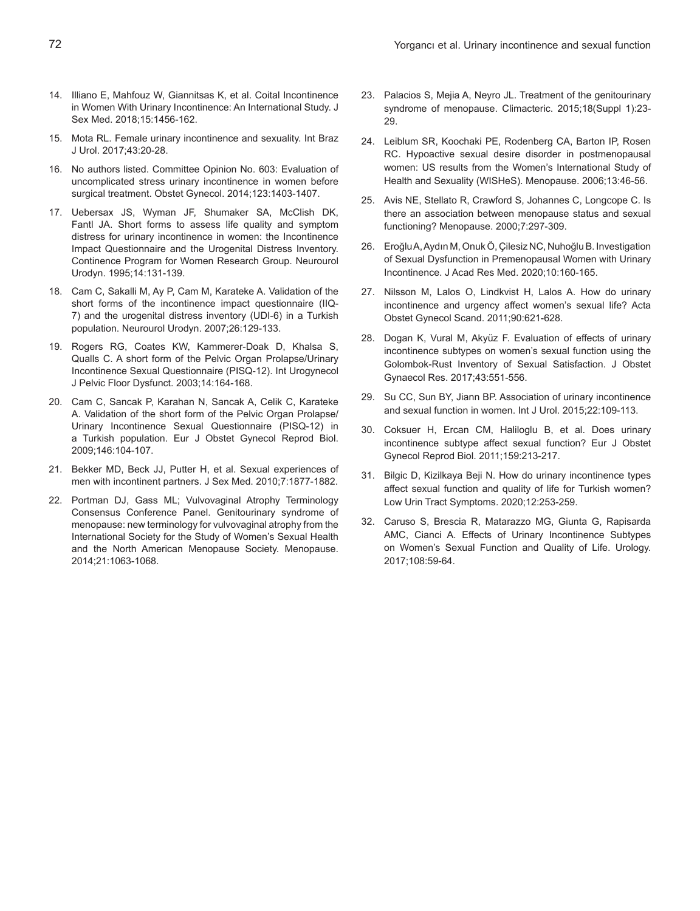14. Illiano E, Mahfouz W, Giannitsas K, et al. Coital Incontinence in Women With Urinary Incontinence: An International Study. J Sex Med. 2018;15:1456-162.
15. Mota RL. Female urinary incontinence and sexuality. Int Braz J Urol. 2017;43:20-28.
16. No authors listed. Committee Opinion No. 603: Evaluation of uncomplicated stress urinary incontinence in women before surgical treatment. Obstet Gynecol. 2014;123:1403-1407.
17. Uebersax JS, Wyman JF, Shumaker SA, McClish DK, Fantl JA. Short forms to assess life quality and symptom distress for urinary incontinence in women: the Incontinence Impact Questionnaire and the Urogenital Distress Inventory. Continence Program for Women Research Group. Neurourol Urodyn. 1995;14:131-139.
18. Cam C, Sakalli M, Ay P, Cam M, Karateke A. Validation of the short forms of the incontinence impact questionnaire (IIQ-7) and the urogenital distress inventory (UDI-6) in a Turkish population. Neurourol Urodyn. 2007;26:129-133.
19. Rogers RG, Coates KW, Kammerer-Doak D, Khalsa S, Qualls C. A short form of the Pelvic Organ Prolapse/Urinary Incontinence Sexual Questionnaire (PISQ-12). Int Urogynecol J Pelvic Floor Dysfunct. 2003;14:164-168.
20. Cam C, Sancak P, Karahan N, Sancak A, Celik C, Karateke A. Validation of the short form of the Pelvic Organ Prolapse/ Urinary Incontinence Sexual Questionnaire (PISQ-12) in a Turkish population. Eur J Obstet Gynecol Reprod Biol. 2009;146:104-107.
21. Bekker MD, Beck JJ, Putter H, et al. Sexual experiences of men with incontinent partners. J Sex Med. 2010;7:1877-1882.
22. Portman DJ, Gass ML; Vulvovaginal Atrophy Terminology Consensus Conference Panel. Genitourinary syndrome of menopause: new terminology for vulvovaginal atrophy from the International Society for the Study of Women's Sexual Health and the North American Menopause Society. Menopause. 2014;21:1063-1068.
23. Palacios S, Mejia A, Neyro JL. Treatment of the genitourinary syndrome of menopause. Climacteric. 2015;18(Suppl 1):23-29.
24. Leiblum SR, Koochaki PE, Rodenberg CA, Barton IP, Rosen RC. Hypoactive sexual desire disorder in postmenopausal women: US results from the Women's International Study of Health and Sexuality (WISHeS). Menopause. 2006;13:46-56.
25. Avis NE, Stellato R, Crawford S, Johannes C, Longcope C. Is there an association between menopause status and sexual functioning? Menopause. 2000;7:297-309.
26. Eroğlu A, Aydın M, Onuk Ö, Çilesiz NC, Nuhoğlu B. Investigation of Sexual Dysfunction in Premenopausal Women with Urinary Incontinence. J Acad Res Med. 2020;10:160-165.
27. Nilsson M, Lalos O, Lindkvist H, Lalos A. How do urinary incontinence and urgency affect women's sexual life? Acta Obstet Gynecol Scand. 2011;90:621-628.
28. Dogan K, Vural M, Akyüz F. Evaluation of effects of urinary incontinence subtypes on women's sexual function using the Golombok-Rust Inventory of Sexual Satisfaction. J Obstet Gynaecol Res. 2017;43:551-556.
29. Su CC, Sun BY, Jiann BP. Association of urinary incontinence and sexual function in women. Int J Urol. 2015;22:109-113.
30. Coksuer H, Ercan CM, Haliloglu B, et al. Does urinary incontinence subtype affect sexual function? Eur J Obstet Gynecol Reprod Biol. 2011;159:213-217.
31. Bilgic D, Kizilkaya Beji N. How do urinary incontinence types affect sexual function and quality of life for Turkish women? Low Urin Tract Symptoms. 2020;12:253-259.
32. Caruso S, Brescia R, Matarazzo MG, Giunta G, Rapisarda AMC, Cianci A. Effects of Urinary Incontinence Subtypes on Women's Sexual Function and Quality of Life. Urology. 2017;108:59-64.